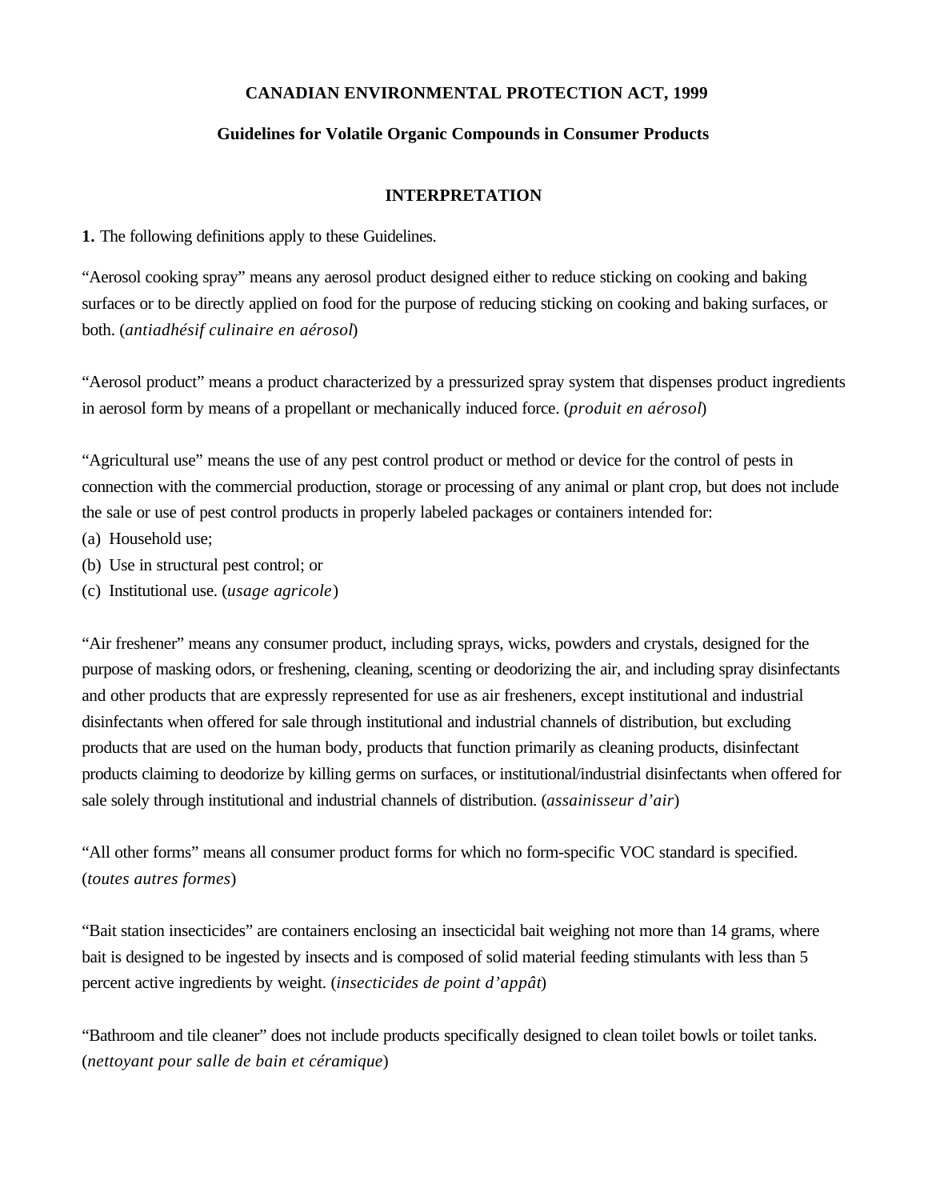# CANADIAN ENVIRONMENTAL PROTECTION ACT, 1999

## Guidelines for Volatile Organic Compounds in Consumer Products

### INTERPRETATION

**1.** The following definitions apply to these Guidelines.

"Aerosol cooking spray" means any aerosol product designed either to reduce sticking on cooking and baking surfaces or to be directly applied on food for the purpose of reducing sticking on cooking and baking surfaces, or both. (*antiadhésif culinaire en aérosol*)

"Aerosol product" means a product characterized by a pressurized spray system that dispenses product ingredients in aerosol form by means of a propellant or mechanically induced force. (*produit en aérosol*)

"Agricultural use" means the use of any pest control product or method or device for the control of pests in connection with the commercial production, storage or processing of any animal or plant crop, but does not include the sale or use of pest control products in properly labeled packages or containers intended for:

(a) Household use;
(b) Use in structural pest control; or
(c) Institutional use. (*usage agricole*)

"Air freshener" means any consumer product, including sprays, wicks, powders and crystals, designed for the purpose of masking odors, or freshening, cleaning, scenting or deodorizing the air, and including spray disinfectants and other products that are expressly represented for use as air fresheners, except institutional and industrial disinfectants when offered for sale through institutional and industrial channels of distribution, but excluding products that are used on the human body, products that function primarily as cleaning products, disinfectant products claiming to deodorize by killing germs on surfaces, or institutional/industrial disinfectants when offered for sale solely through institutional and industrial channels of distribution. (*assainisseur d'air*)

"All other forms" means all consumer product forms for which no form-specific VOC standard is specified. (*toutes autres formes*)

"Bait station insecticides" are containers enclosing an insecticidal bait weighing not more than 14 grams, where bait is designed to be ingested by insects and is composed of solid material feeding stimulants with less than 5 percent active ingredients by weight. (*insecticides de point d'appât*)

"Bathroom and tile cleaner" does not include products specifically designed to clean toilet bowls or toilet tanks. (*nettoyant pour salle de bain et céramique*)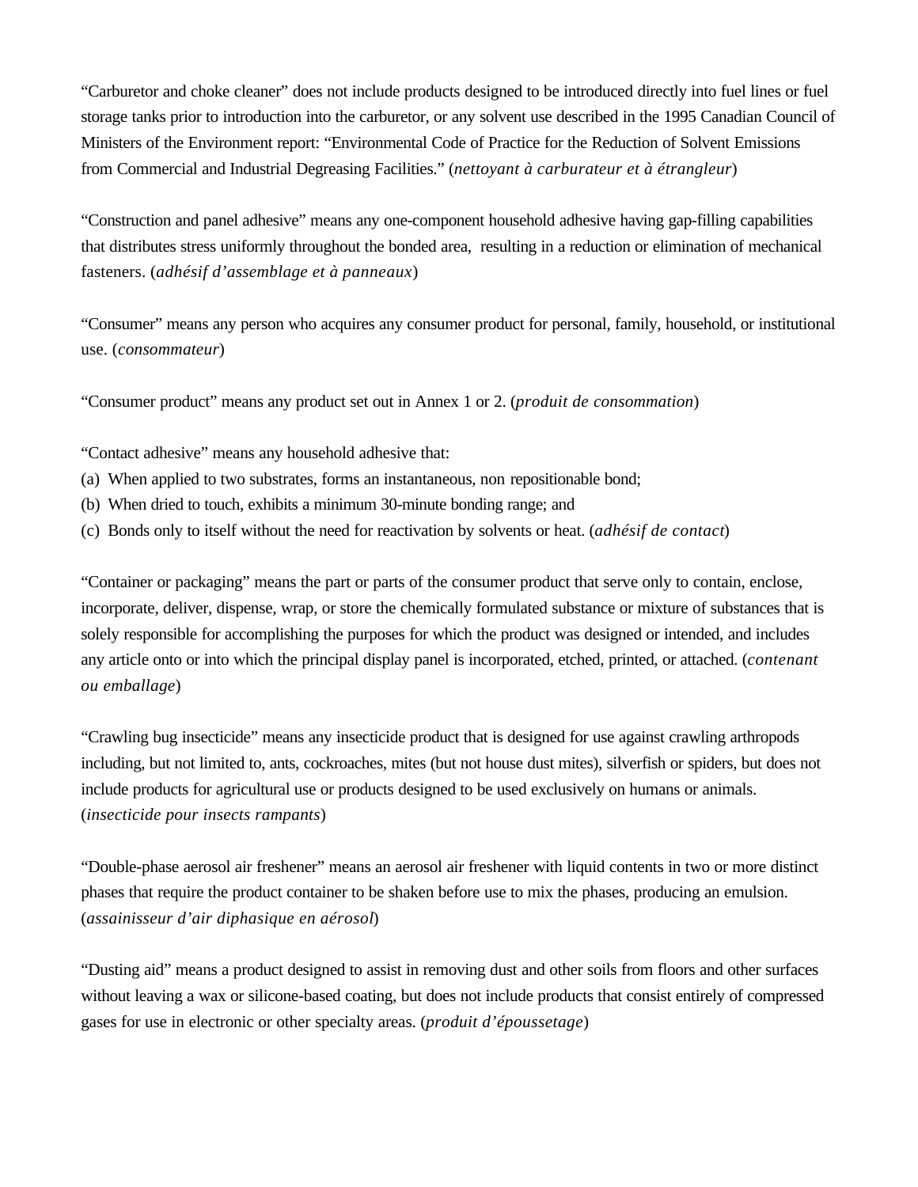"Carburetor and choke cleaner" does not include products designed to be introduced directly into fuel lines or fuel storage tanks prior to introduction into the carburetor, or any solvent use described in the 1995 Canadian Council of Ministers of the Environment report: "Environmental Code of Practice for the Reduction of Solvent Emissions from Commercial and Industrial Degreasing Facilities." (*nettoyant à carburateur et à étrangleur*)

"Construction and panel adhesive" means any one-component household adhesive having gap-filling capabilities that distributes stress uniformly throughout the bonded area, resulting in a reduction or elimination of mechanical fasteners. (*adhésif d'assemblage et à panneaux*)

"Consumer" means any person who acquires any consumer product for personal, family, household, or institutional use. (*consommateur*)

"Consumer product" means any product set out in Annex 1 or 2. (*produit de consommation*)

"Contact adhesive" means any household adhesive that:
(a) When applied to two substrates, forms an instantaneous, non repositionable bond;
(b) When dried to touch, exhibits a minimum 30-minute bonding range; and
(c) Bonds only to itself without the need for reactivation by solvents or heat. (*adhésif de contact*)

"Container or packaging" means the part or parts of the consumer product that serve only to contain, enclose, incorporate, deliver, dispense, wrap, or store the chemically formulated substance or mixture of substances that is solely responsible for accomplishing the purposes for which the product was designed or intended, and includes any article onto or into which the principal display panel is incorporated, etched, printed, or attached. (*contenant ou emballage*)

"Crawling bug insecticide" means any insecticide product that is designed for use against crawling arthropods including, but not limited to, ants, cockroaches, mites (but not house dust mites), silverfish or spiders, but does not include products for agricultural use or products designed to be used exclusively on humans or animals. (*insecticide pour insects rampants*)

"Double-phase aerosol air freshener" means an aerosol air freshener with liquid contents in two or more distinct phases that require the product container to be shaken before use to mix the phases, producing an emulsion. (*assainisseur d'air diphasique en aérosol*)

"Dusting aid" means a product designed to assist in removing dust and other soils from floors and other surfaces without leaving a wax or silicone-based coating, but does not include products that consist entirely of compressed gases for use in electronic or other specialty areas. (*produit d'époussetage*)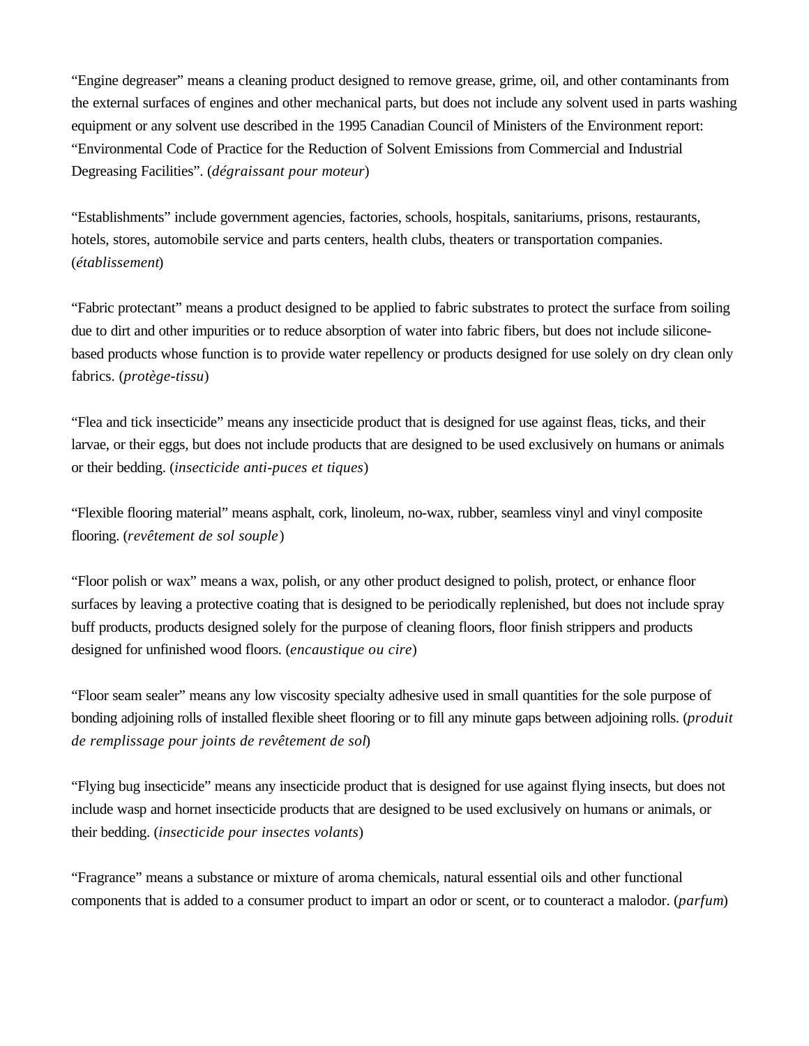“Engine degreaser” means a cleaning product designed to remove grease, grime, oil, and other contaminants from the external surfaces of engines and other mechanical parts, but does not include any solvent used in parts washing equipment or any solvent use described in the 1995 Canadian Council of Ministers of the Environment report: “Environmental Code of Practice for the Reduction of Solvent Emissions from Commercial and Industrial Degreasing Facilities”. (*dégraissant pour moteur*)

“Establishments” include government agencies, factories, schools, hospitals, sanitariums, prisons, restaurants, hotels, stores, automobile service and parts centers, health clubs, theaters or transportation companies. (*établissement*)

“Fabric protectant” means a product designed to be applied to fabric substrates to protect the surface from soiling due to dirt and other impurities or to reduce absorption of water into fabric fibers, but does not include silicone-based products whose function is to provide water repellency or products designed for use solely on dry clean only fabrics. (*protège-tissu*)

“Flea and tick insecticide” means any insecticide product that is designed for use against fleas, ticks, and their larvae, or their eggs, but does not include products that are designed to be used exclusively on humans or animals or their bedding. (*insecticide anti-puces et tiques*)

“Flexible flooring material” means asphalt, cork, linoleum, no-wax, rubber, seamless vinyl and vinyl composite flooring. (*revêtement de sol souple*)

“Floor polish or wax” means a wax, polish, or any other product designed to polish, protect, or enhance floor surfaces by leaving a protective coating that is designed to be periodically replenished, but does not include spray buff products, products designed solely for the purpose of cleaning floors, floor finish strippers and products designed for unfinished wood floors. (*encaustique ou cire*)

“Floor seam sealer” means any low viscosity specialty adhesive used in small quantities for the sole purpose of bonding adjoining rolls of installed flexible sheet flooring or to fill any minute gaps between adjoining rolls. (*produit de remplissage pour joints de revêtement de sol*)

“Flying bug insecticide” means any insecticide product that is designed for use against flying insects, but does not include wasp and hornet insecticide products that are designed to be used exclusively on humans or animals, or their bedding. (*insecticide pour insectes volants*)

“Fragrance” means a substance or mixture of aroma chemicals, natural essential oils and other functional components that is added to a consumer product to impart an odor or scent, or to counteract a malodor. (*parfum*)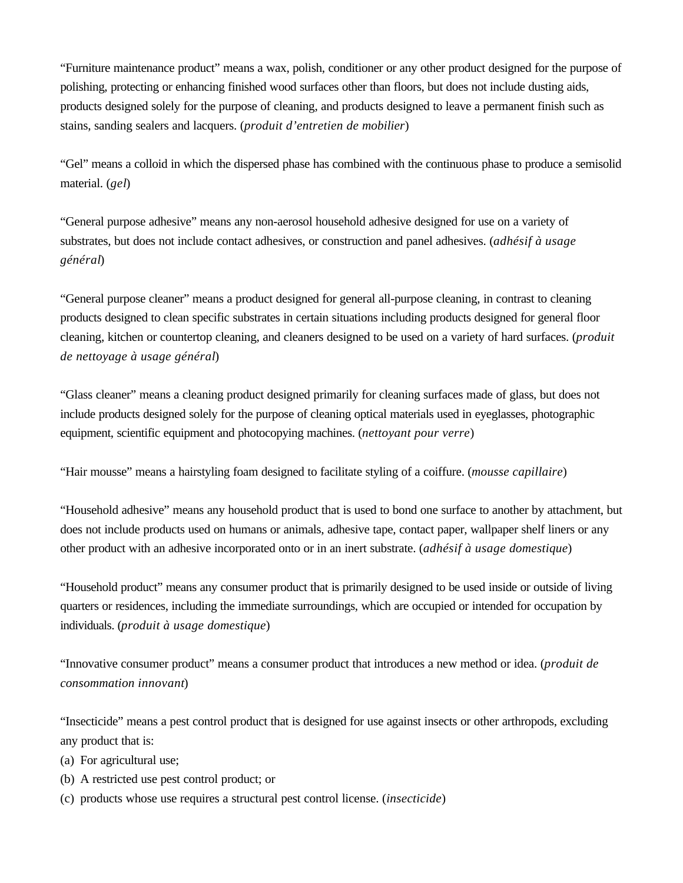“Furniture maintenance product” means a wax, polish, conditioner or any other product designed for the purpose of polishing, protecting or enhancing finished wood surfaces other than floors, but does not include dusting aids, products designed solely for the purpose of cleaning, and products designed to leave a permanent finish such as stains, sanding sealers and lacquers. (*produit d’entretien de mobilier*)

“Gel” means a colloid in which the dispersed phase has combined with the continuous phase to produce a semisolid material. (*gel*)

“General purpose adhesive” means any non-aerosol household adhesive designed for use on a variety of substrates, but does not include contact adhesives, or construction and panel adhesives. (*adhésif à usage général*)

“General purpose cleaner” means a product designed for general all-purpose cleaning, in contrast to cleaning products designed to clean specific substrates in certain situations including products designed for general floor cleaning, kitchen or countertop cleaning, and cleaners designed to be used on a variety of hard surfaces. (*produit de nettoyage à usage général*)

“Glass cleaner” means a cleaning product designed primarily for cleaning surfaces made of glass, but does not include products designed solely for the purpose of cleaning optical materials used in eyeglasses, photographic equipment, scientific equipment and photocopying machines. (*nettoyant pour verre*)

“Hair mousse” means a hairstyling foam designed to facilitate styling of a coiffure. (*mousse capillaire*)

“Household adhesive” means any household product that is used to bond one surface to another by attachment, but does not include products used on humans or animals, adhesive tape, contact paper, wallpaper shelf liners or any other product with an adhesive incorporated onto or in an inert substrate. (*adhésif à usage domestique*)

“Household product” means any consumer product that is primarily designed to be used inside or outside of living quarters or residences, including the immediate surroundings, which are occupied or intended for occupation by individuals. (*produit à usage domestique*)

“Innovative consumer product” means a consumer product that introduces a new method or idea. (*produit de consommation innovant*)

“Insecticide” means a pest control product that is designed for use against insects or other arthropods, excluding any product that is:

(a) For agricultural use;

(b) A restricted use pest control product; or

(c) products whose use requires a structural pest control license. (*insecticide*)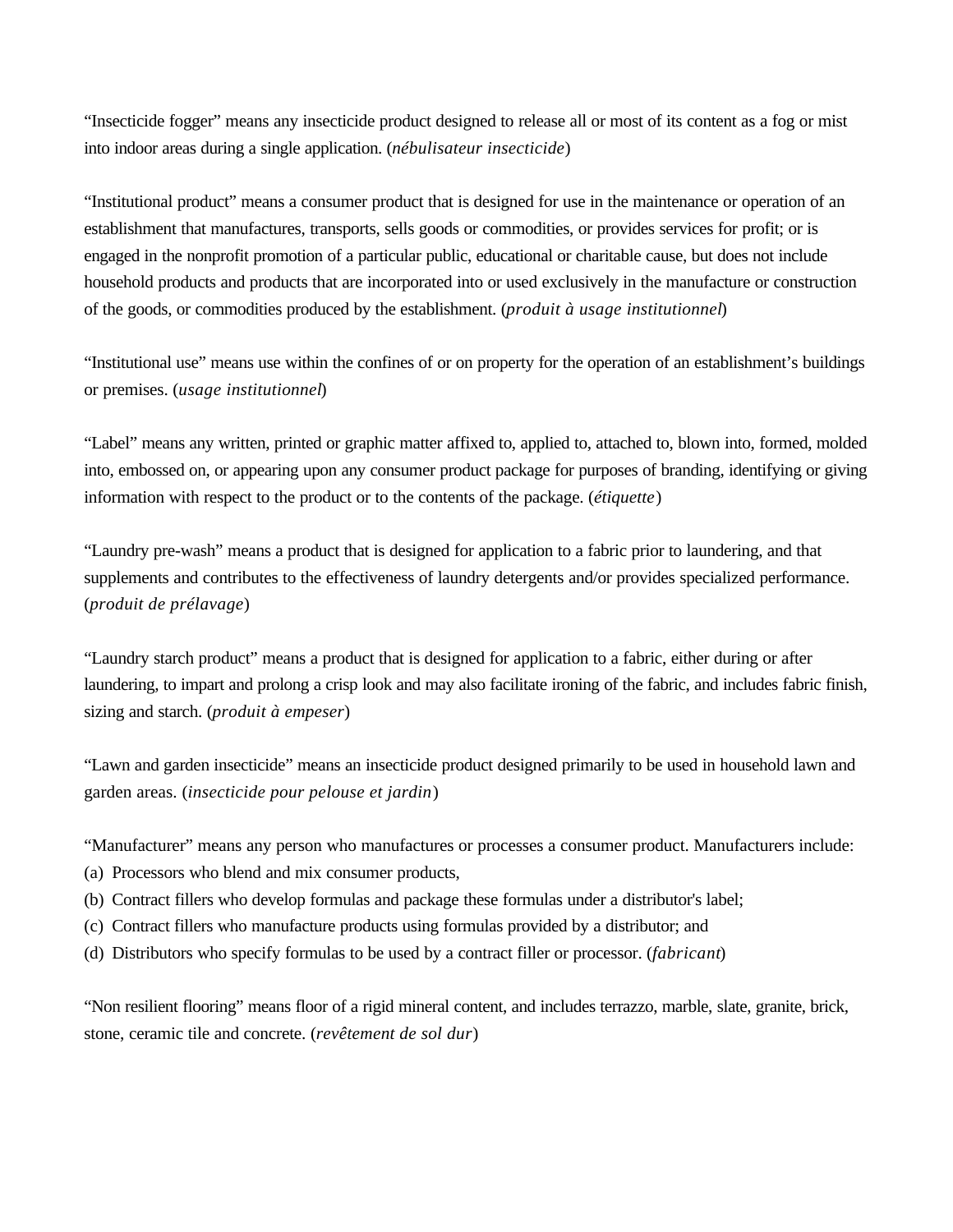“Insecticide fogger” means any insecticide product designed to release all or most of its content as a fog or mist into indoor areas during a single application. (*nébulisateur insecticide*)

“Institutional product” means a consumer product that is designed for use in the maintenance or operation of an establishment that manufactures, transports, sells goods or commodities, or provides services for profit; or is engaged in the nonprofit promotion of a particular public, educational or charitable cause, but does not include household products and products that are incorporated into or used exclusively in the manufacture or construction of the goods, or commodities produced by the establishment. (*produit à usage institutionnel*)

“Institutional use” means use within the confines of or on property for the operation of an establishment’s buildings or premises. (*usage institutionnel*)

“Label” means any written, printed or graphic matter affixed to, applied to, attached to, blown into, formed, molded into, embossed on, or appearing upon any consumer product package for purposes of branding, identifying or giving information with respect to the product or to the contents of the package. (*étiquette*)

“Laundry pre-wash” means a product that is designed for application to a fabric prior to laundering, and that supplements and contributes to the effectiveness of laundry detergents and/or provides specialized performance. (*produit de prélavage*)

“Laundry starch product” means a product that is designed for application to a fabric, either during or after laundering, to impart and prolong a crisp look and may also facilitate ironing of the fabric, and includes fabric finish, sizing and starch. (*produit à empeser*)

“Lawn and garden insecticide” means an insecticide product designed primarily to be used in household lawn and garden areas. (*insecticide pour pelouse et jardin*)

“Manufacturer” means any person who manufactures or processes a consumer product. Manufacturers include:
(a) Processors who blend and mix consumer products,
(b) Contract fillers who develop formulas and package these formulas under a distributor's label;
(c) Contract fillers who manufacture products using formulas provided by a distributor; and
(d) Distributors who specify formulas to be used by a contract filler or processor. (*fabricant*)

“Non resilient flooring” means floor of a rigid mineral content, and includes terrazzo, marble, slate, granite, brick, stone, ceramic tile and concrete. (*revêtement de sol dur*)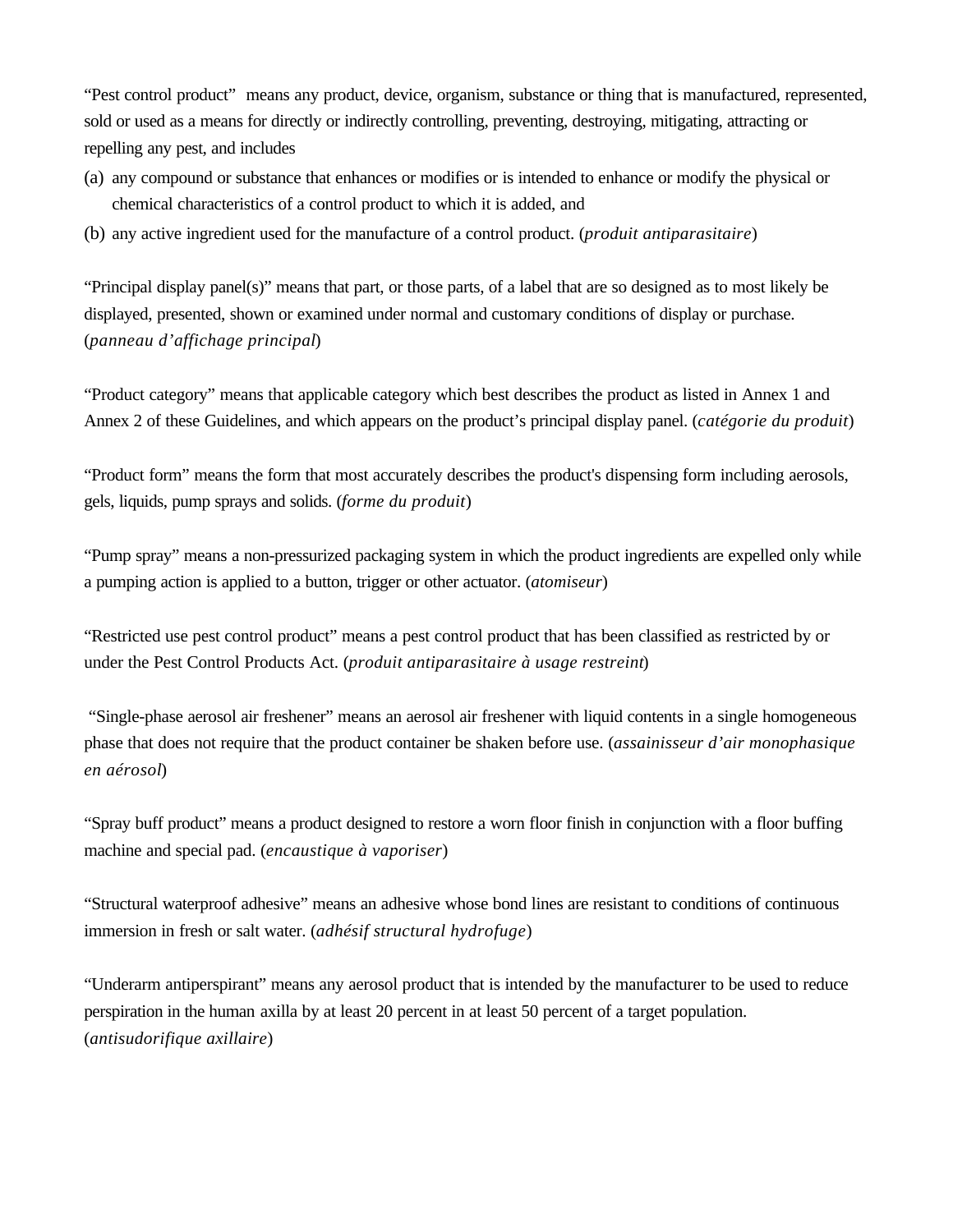"Pest control product" means any product, device, organism, substance or thing that is manufactured, represented, sold or used as a means for directly or indirectly controlling, preventing, destroying, mitigating, attracting or repelling any pest, and includes

(a) any compound or substance that enhances or modifies or is intended to enhance or modify the physical or chemical characteristics of a control product to which it is added, and

(b) any active ingredient used for the manufacture of a control product. (*produit antiparasitaire*)

"Principal display panel(s)" means that part, or those parts, of a label that are so designed as to most likely be displayed, presented, shown or examined under normal and customary conditions of display or purchase. (*panneau d'affichage principal*)

"Product category" means that applicable category which best describes the product as listed in Annex 1 and Annex 2 of these Guidelines, and which appears on the product's principal display panel. (*catégorie du produit*)

"Product form" means the form that most accurately describes the product's dispensing form including aerosols, gels, liquids, pump sprays and solids. (*forme du produit*)

"Pump spray" means a non-pressurized packaging system in which the product ingredients are expelled only while a pumping action is applied to a button, trigger or other actuator. (*atomiseur*)

"Restricted use pest control product" means a pest control product that has been classified as restricted by or under the Pest Control Products Act. (*produit antiparasitaire à usage restreint*)

"Single-phase aerosol air freshener" means an aerosol air freshener with liquid contents in a single homogeneous phase that does not require that the product container be shaken before use. (*assainisseur d'air monophasique en aérosol*)

"Spray buff product" means a product designed to restore a worn floor finish in conjunction with a floor buffing machine and special pad. (*encaustique à vaporiser*)

"Structural waterproof adhesive" means an adhesive whose bond lines are resistant to conditions of continuous immersion in fresh or salt water. (*adhésif structural hydrofuge*)

"Underarm antiperspirant" means any aerosol product that is intended by the manufacturer to be used to reduce perspiration in the human axilla by at least 20 percent in at least 50 percent of a target population. (*antisudorifique axillaire*)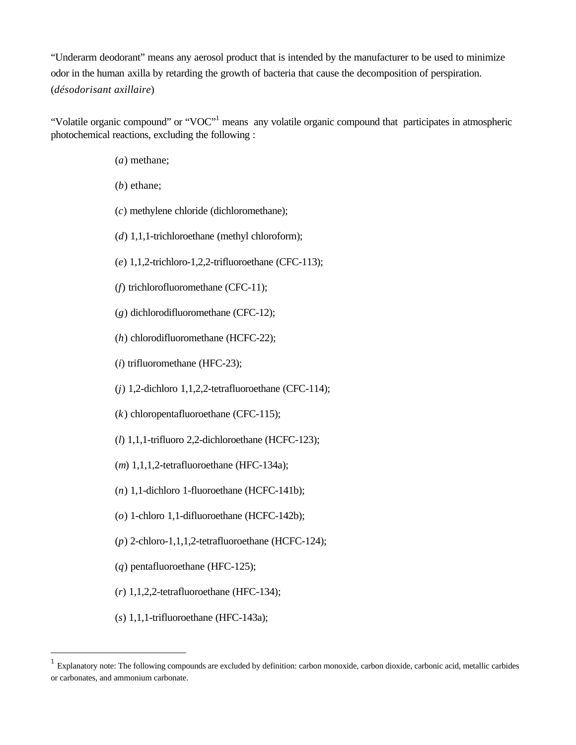“Underarm deodorant” means any aerosol product that is intended by the manufacturer to be used to minimize odor in the human axilla by retarding the growth of bacteria that cause the decomposition of perspiration. (*désodorisant axillaire*)

“Volatile organic compound” or “VOC”[1] means any volatile organic compound that participates in atmospheric photochemical reactions, excluding the following :

(*a*) methane;

(*b*) ethane;

(*c*) methylene chloride (dichloromethane);

(*d*) 1,1,1-trichloroethane (methyl chloroform);

(*e*) 1,1,2-trichloro-1,2,2-trifluoroethane (CFC-113);

(*f*) trichlorofluoromethane (CFC-11);

(*g*) dichlorodifluoromethane (CFC-12);

(*h*) chlorodifluoromethane (HCFC-22);

(*i*) trifluoromethane (HFC-23);

(*j*) 1,2-dichloro 1,1,2,2-tetrafluoroethane (CFC-114);

(*k*) chloropentafluoroethane (CFC-115);

(*l*) 1,1,1-trifluoro 2,2-dichloroethane (HCFC-123);

(*m*) 1,1,1,2-tetrafluoroethane (HFC-134a);

(*n*) 1,1-dichloro 1-fluoroethane (HCFC-141b);

(*o*) 1-chloro 1,1-difluoroethane (HCFC-142b);

(*p*) 2-chloro-1,1,1,2-tetrafluoroethane (HCFC-124);

(*q*) pentafluoroethane (HFC-125);

(*r*) 1,1,2,2-tetrafluoroethane (HFC-134);

(*s*) 1,1,1-trifluoroethane (HFC-143a);

---

[1] Explanatory note: The following compounds are excluded by definition: carbon monoxide, carbon dioxide, carbonic acid, metallic carbides or carbonates, and ammonium carbonate.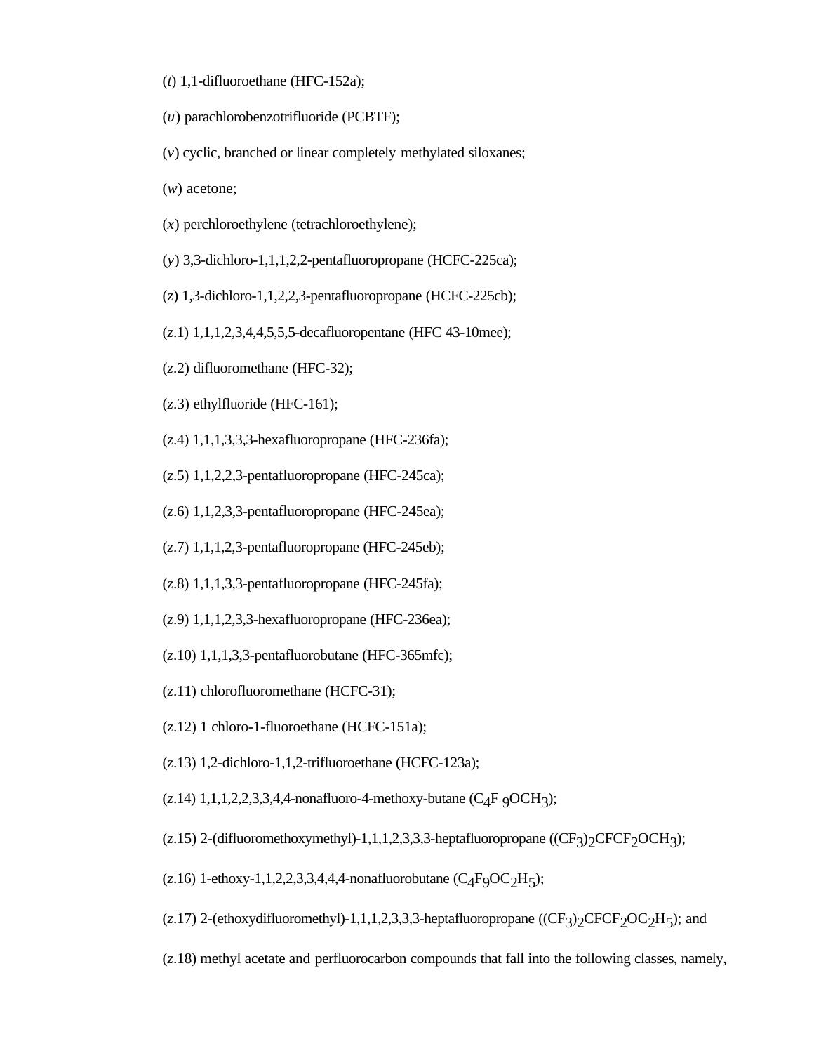(*t*) 1,1-difluoroethane (HFC-152a);

(*u*) parachlorobenzotrifluoride (PCBTF);

(*v*) cyclic, branched or linear completely methylated siloxanes;

(*w*) acetone;

(*x*) perchloroethylene (tetrachloroethylene);

(*y*) 3,3-dichloro-1,1,1,2,2-pentafluoropropane (HCFC-225ca);

(*z*) 1,3-dichloro-1,1,2,2,3-pentafluoropropane (HCFC-225cb);

(*z*.1) 1,1,1,2,3,4,4,5,5,5-decafluoropentane (HFC 43-10mee);

(*z*.2) difluoromethane (HFC-32);

(*z*.3) ethylfluoride (HFC-161);

(*z*.4) 1,1,1,3,3,3-hexafluoropropane (HFC-236fa);

(*z*.5) 1,1,2,2,3-pentafluoropropane (HFC-245ca);

(*z*.6) 1,1,2,3,3-pentafluoropropane (HFC-245ea);

(*z*.7) 1,1,1,2,3-pentafluoropropane (HFC-245eb);

(*z*.8) 1,1,1,3,3-pentafluoropropane (HFC-245fa);

(*z*.9) 1,1,1,2,3,3-hexafluoropropane (HFC-236ea);

(*z*.10) 1,1,1,3,3-pentafluorobutane (HFC-365mfc);

(*z*.11) chlorofluoromethane (HCFC-31);

(*z*.12) 1 chloro-1-fluoroethane (HCFC-151a);

(*z*.13) 1,2-dichloro-1,1,2-trifluoroethane (HCFC-123a);

(*z*.14) 1,1,1,2,2,3,3,4,4-nonafluoro-4-methoxy-butane ($C_4F_9OCH_3$);

(*z*.15) 2-(difluoromethoxymethyl)-1,1,1,2,3,3,3-heptafluoropropane ($(CF_3)_2CFCF_2OCH_3$);

(*z*.16) 1-ethoxy-1,1,2,2,3,3,4,4,4-nonafluorobutane ($C_4F_9OC_2H_5$);

(*z*.17) 2-(ethoxydifluoromethyl)-1,1,1,2,3,3,3-heptafluoropropane ($(CF_3)_2CFCF_2OC_2H_5$); and

(*z*.18) methyl acetate and perfluorocarbon compounds that fall into the following classes, namely,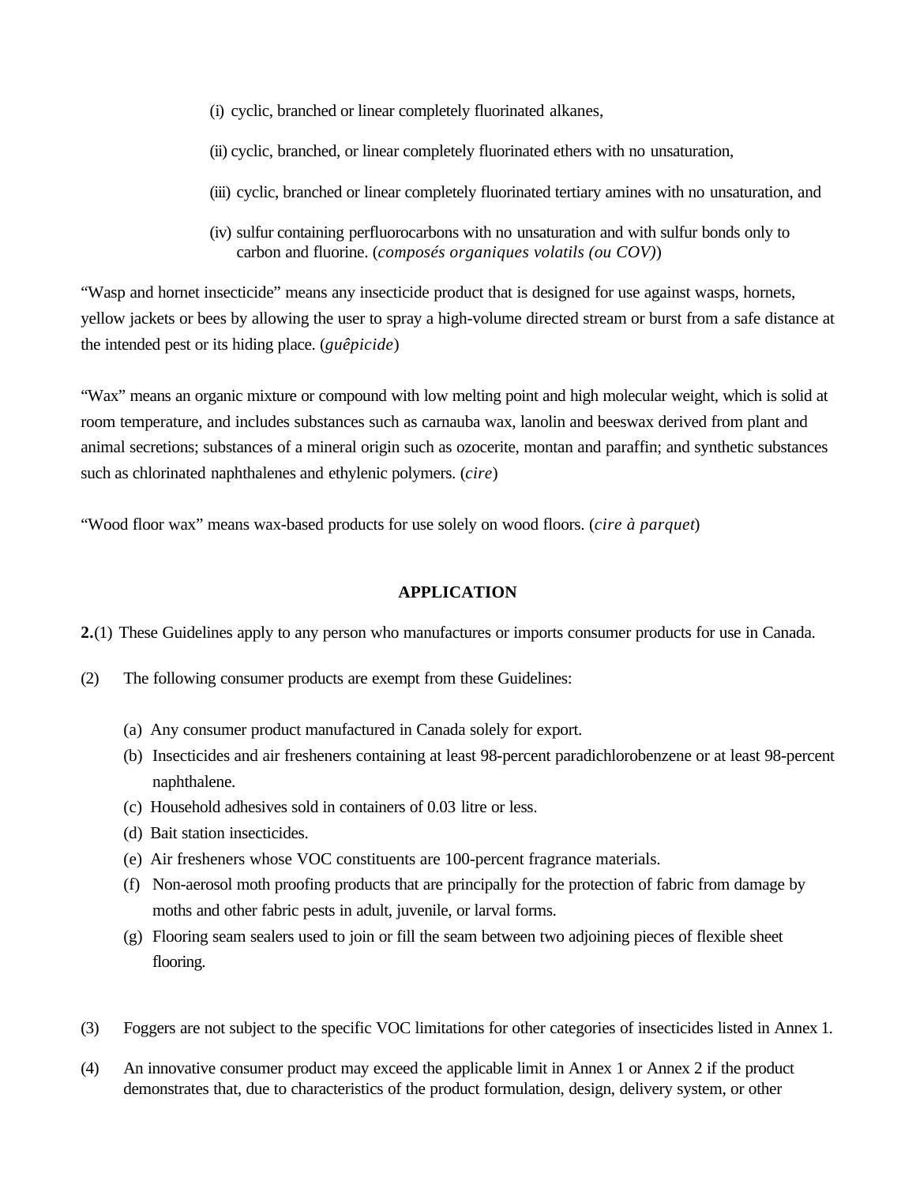(i) cyclic, branched or linear completely fluorinated alkanes,

(ii) cyclic, branched, or linear completely fluorinated ethers with no unsaturation,

(iii) cyclic, branched or linear completely fluorinated tertiary amines with no unsaturation, and

(iv) sulfur containing perfluorocarbons with no unsaturation and with sulfur bonds only to carbon and fluorine. (*composés organiques volatils (ou COV)*)

"Wasp and hornet insecticide" means any insecticide product that is designed for use against wasps, hornets, yellow jackets or bees by allowing the user to spray a high-volume directed stream or burst from a safe distance at the intended pest or its hiding place. (*guêpicide*)

"Wax" means an organic mixture or compound with low melting point and high molecular weight, which is solid at room temperature, and includes substances such as carnauba wax, lanolin and beeswax derived from plant and animal secretions; substances of a mineral origin such as ozocerite, montan and paraffin; and synthetic substances such as chlorinated naphthalenes and ethylenic polymers. (*cire*)

"Wood floor wax" means wax-based products for use solely on wood floors. (*cire à parquet*)

## APPLICATION

**2.**(1) These Guidelines apply to any person who manufactures or imports consumer products for use in Canada.

(2) The following consumer products are exempt from these Guidelines:

(a) Any consumer product manufactured in Canada solely for export.
(b) Insecticides and air fresheners containing at least 98-percent paradichlorobenzene or at least 98-percent naphthalene.
(c) Household adhesives sold in containers of 0.03 litre or less.
(d) Bait station insecticides.
(e) Air fresheners whose VOC constituents are 100-percent fragrance materials.
(f) Non-aerosol moth proofing products that are principally for the protection of fabric from damage by moths and other fabric pests in adult, juvenile, or larval forms.
(g) Flooring seam sealers used to join or fill the seam between two adjoining pieces of flexible sheet flooring.

(3) Foggers are not subject to the specific VOC limitations for other categories of insecticides listed in Annex 1.

(4) An innovative consumer product may exceed the applicable limit in Annex 1 or Annex 2 if the product demonstrates that, due to characteristics of the product formulation, design, delivery system, or other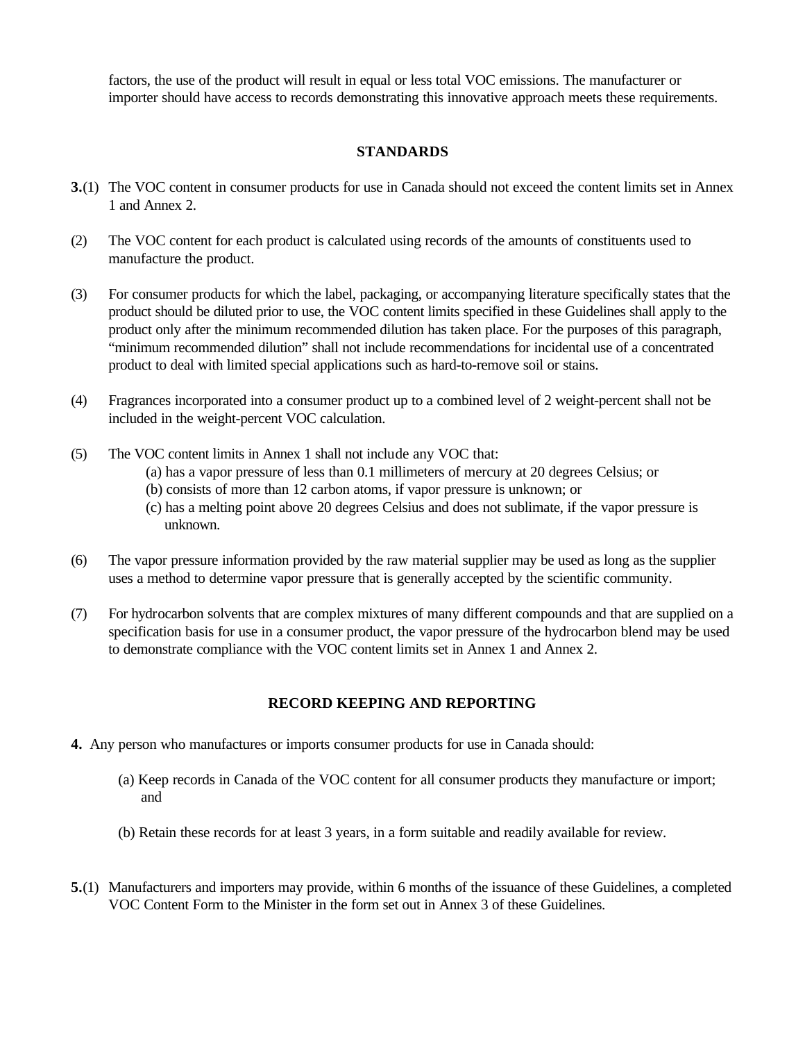factors, the use of the product will result in equal or less total VOC emissions. The manufacturer or importer should have access to records demonstrating this innovative approach meets these requirements.

## STANDARDS

**3.**(1) The VOC content in consumer products for use in Canada should not exceed the content limits set in Annex 1 and Annex 2.

(2) The VOC content for each product is calculated using records of the amounts of constituents used to manufacture the product.

(3) For consumer products for which the label, packaging, or accompanying literature specifically states that the product should be diluted prior to use, the VOC content limits specified in these Guidelines shall apply to the product only after the minimum recommended dilution has taken place. For the purposes of this paragraph, "minimum recommended dilution" shall not include recommendations for incidental use of a concentrated product to deal with limited special applications such as hard-to-remove soil or stains.

(4) Fragrances incorporated into a consumer product up to a combined level of 2 weight-percent shall not be included in the weight-percent VOC calculation.

(5) The VOC content limits in Annex 1 shall not include any VOC that:

(a) has a vapor pressure of less than 0.1 millimeters of mercury at 20 degrees Celsius; or
(b) consists of more than 12 carbon atoms, if vapor pressure is unknown; or
(c) has a melting point above 20 degrees Celsius and does not sublimate, if the vapor pressure is unknown.

(6) The vapor pressure information provided by the raw material supplier may be used as long as the supplier uses a method to determine vapor pressure that is generally accepted by the scientific community.

(7) For hydrocarbon solvents that are complex mixtures of many different compounds and that are supplied on a specification basis for use in a consumer product, the vapor pressure of the hydrocarbon blend may be used to demonstrate compliance with the VOC content limits set in Annex 1 and Annex 2.

## RECORD KEEPING AND REPORTING

**4.** Any person who manufactures or imports consumer products for use in Canada should:

(a) Keep records in Canada of the VOC content for all consumer products they manufacture or import; and

(b) Retain these records for at least 3 years, in a form suitable and readily available for review.

**5.**(1) Manufacturers and importers may provide, within 6 months of the issuance of these Guidelines, a completed VOC Content Form to the Minister in the form set out in Annex 3 of these Guidelines.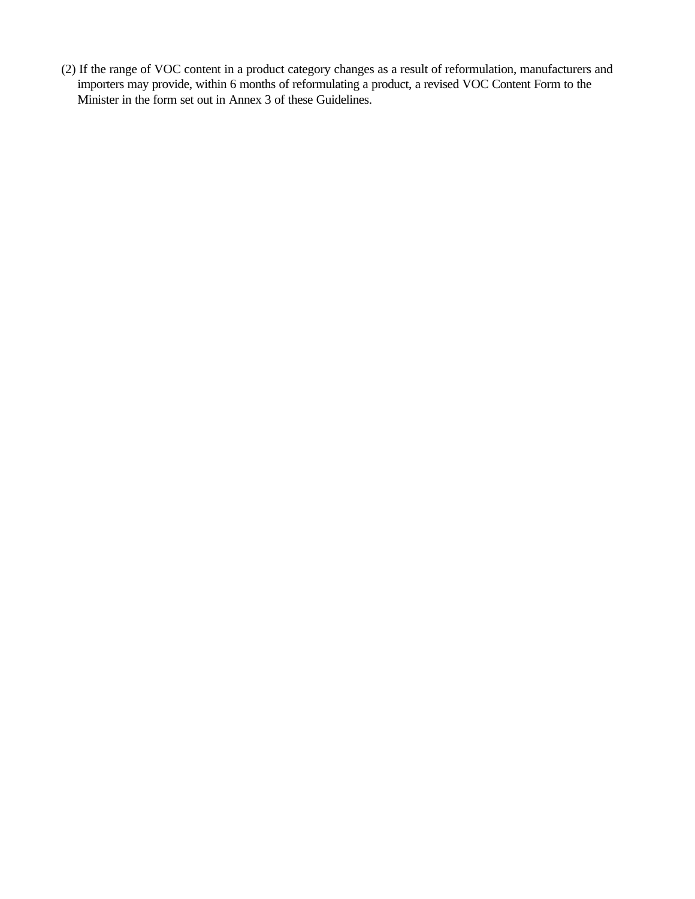(2) If the range of VOC content in a product category changes as a result of reformulation, manufacturers and importers may provide, within 6 months of reformulating a product, a revised VOC Content Form to the Minister in the form set out in Annex 3 of these Guidelines.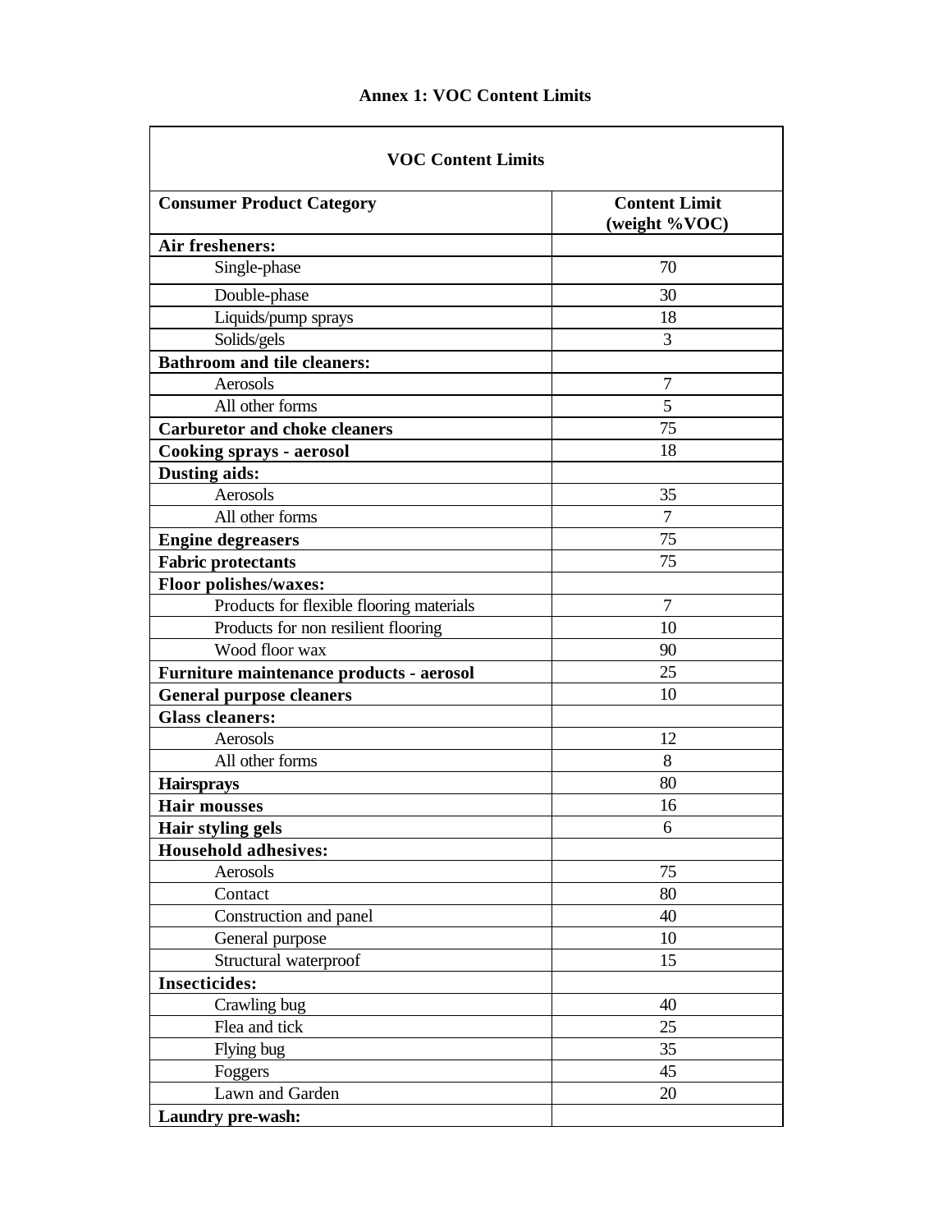# Annex 1: VOC Content Limits

| VOC Content Limits | |
|---|---|
| **Consumer Product Category** | **Content Limit (weight %VOC)** |
| **Air fresheners:** | |
| Single-phase | 70 |
| Double-phase | 30 |
| Liquids/pump sprays | 18 |
| Solids/gels | 3 |
| **Bathroom and tile cleaners:** | |
| Aerosols | 7 |
| All other forms | 5 |
| **Carburetor and choke cleaners** | 75 |
| **Cooking sprays - aerosol** | 18 |
| **Dusting aids:** | |
| Aerosols | 35 |
| All other forms | 7 |
| **Engine degreasers** | 75 |
| **Fabric protectants** | 75 |
| **Floor polishes/waxes:** | |
| Products for flexible flooring materials | 7 |
| Products for non resilient flooring | 10 |
| Wood floor wax | 90 |
| **Furniture maintenance products - aerosol** | 25 |
| **General purpose cleaners** | 10 |
| **Glass cleaners:** | |
| Aerosols | 12 |
| All other forms | 8 |
| **Hairsprays** | 80 |
| **Hair mousses** | 16 |
| **Hair styling gels** | 6 |
| **Household adhesives:** | |
| Aerosols | 75 |
| Contact | 80 |
| Construction and panel | 40 |
| General purpose | 10 |
| Structural waterproof | 15 |
| **Insecticides:** | |
| Crawling bug | 40 |
| Flea and tick | 25 |
| Flying bug | 35 |
| Foggers | 45 |
| Lawn and Garden | 20 |
| **Laundry pre-wash:** | |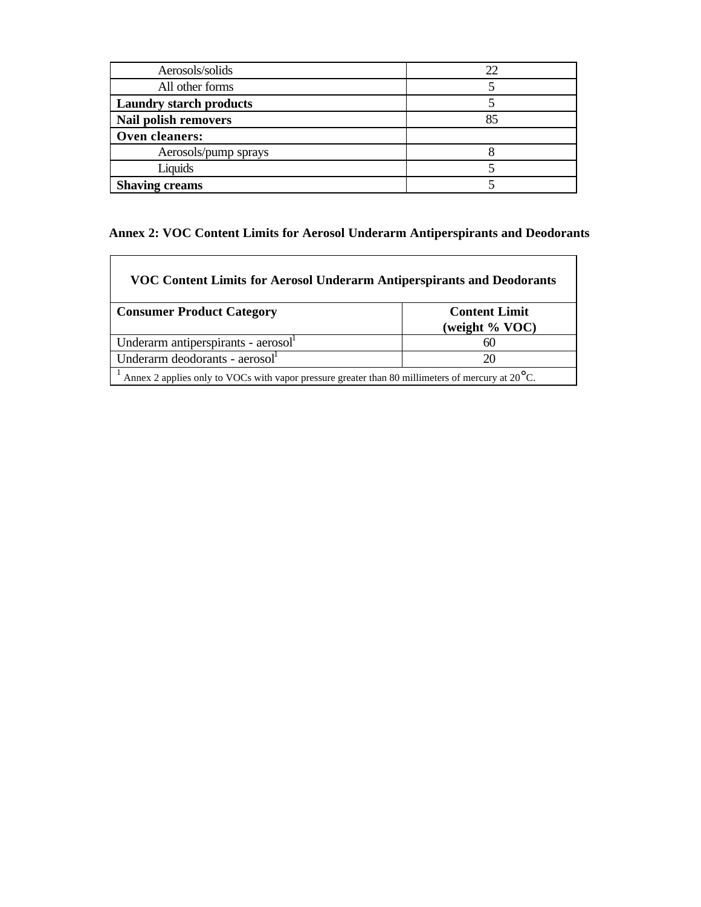| | |
|---|---|
| Aerosols/solids | 22 |
| All other forms | 5 |
| **Laundry starch products** | 5 |
| **Nail polish removers** | 85 |
| **Oven cleaners:** | |
| Aerosols/pump sprays | 8 |
| Liquids | 5 |
| **Shaving creams** | 5 |

## Annex 2: VOC Content Limits for Aerosol Underarm Antiperspirants and Deodorants

| **VOC Content Limits for Aerosol Underarm Antiperspirants and Deodorants** | |
|---|---|
| **Consumer Product Category** | **Content Limit (weight % VOC)** |
| Underarm antiperspirants - aerosol[1] | 60 |
| Underarm deodorants - aerosol[1] | 20 |
| [1] Annex 2 applies only to VOCs with vapor pressure greater than 80 millimeters of mercury at 20°C. | |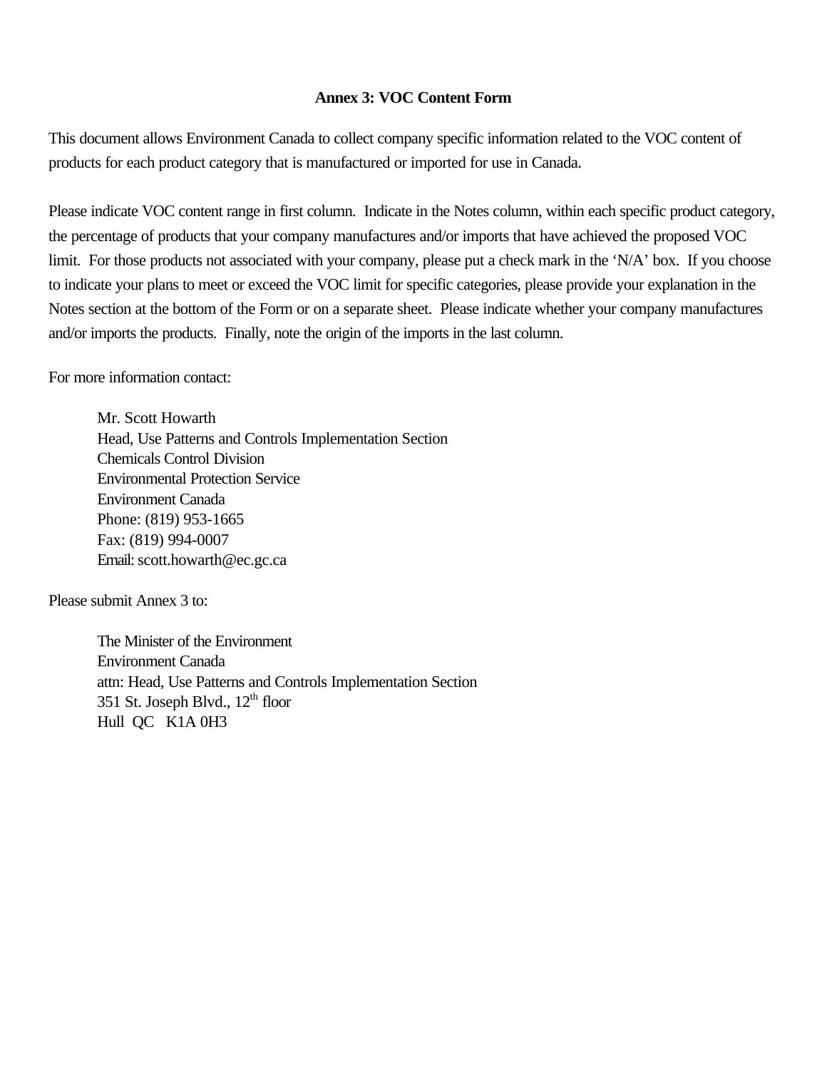## Annex 3: VOC Content Form

This document allows Environment Canada to collect company specific information related to the VOC content of products for each product category that is manufactured or imported for use in Canada.

Please indicate VOC content range in first column. Indicate in the Notes column, within each specific product category, the percentage of products that your company manufactures and/or imports that have achieved the proposed VOC limit. For those products not associated with your company, please put a check mark in the 'N/A' box. If you choose to indicate your plans to meet or exceed the VOC limit for specific categories, please provide your explanation in the Notes section at the bottom of the Form or on a separate sheet. Please indicate whether your company manufactures and/or imports the products. Finally, note the origin of the imports in the last column.

For more information contact:

> Mr. Scott Howarth
> Head, Use Patterns and Controls Implementation Section
> Chemicals Control Division
> Environmental Protection Service
> Environment Canada
> Phone: (819) 953-1665
> Fax: (819) 994-0007
> Email: scott.howarth@ec.gc.ca

Please submit Annex 3 to:

> The Minister of the Environment
> Environment Canada
> attn: Head, Use Patterns and Controls Implementation Section
> 351 St. Joseph Blvd., 12th floor
> Hull QC K1A 0H3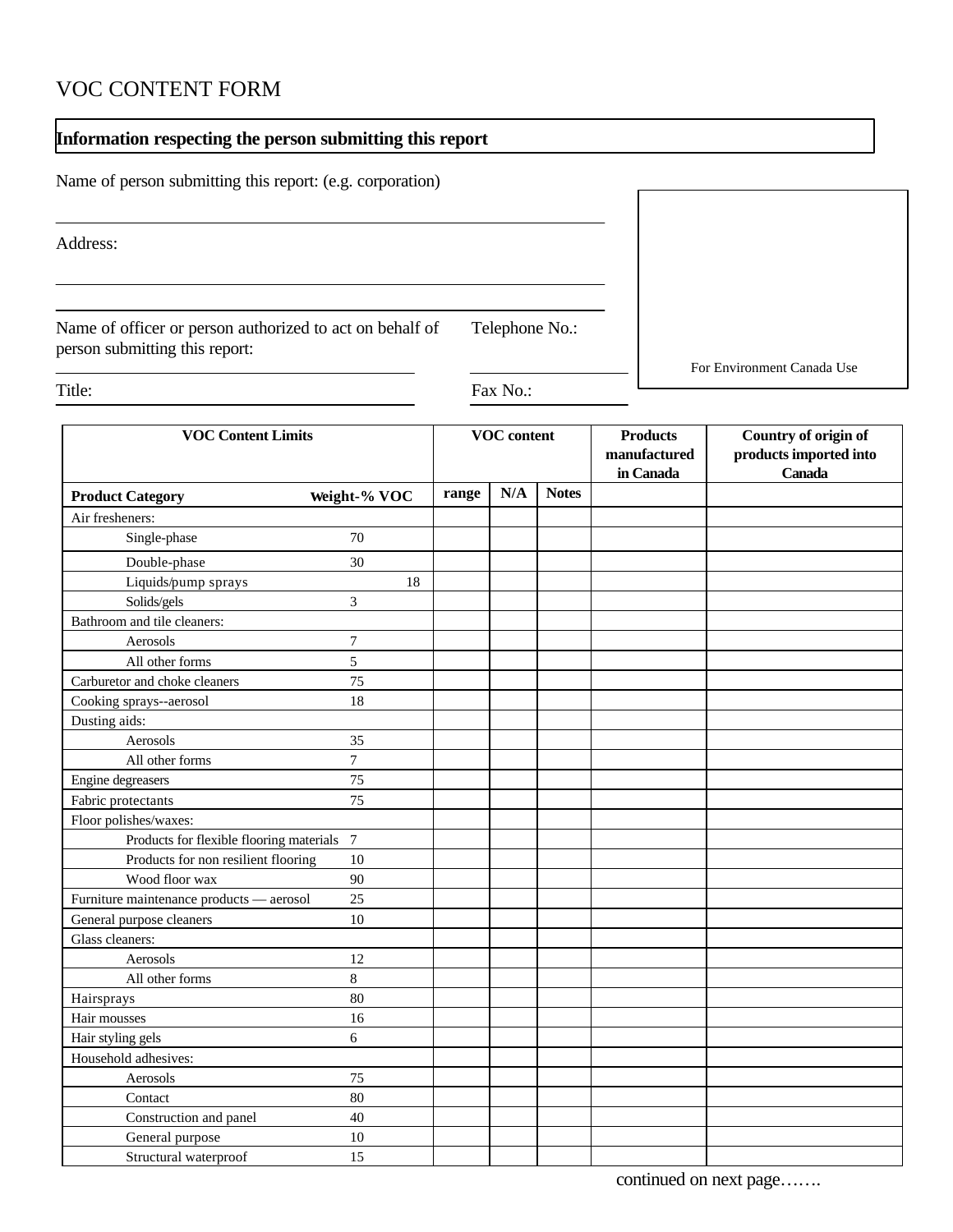# VOC CONTENT FORM

**Information respecting the person submitting this report**

Name of person submitting this report: (e.g. corporation)

_______________________________________________

Address:

_______________________________________________

_______________________________________________

Name of officer or person authorized to act on behalf of person submitting this report:

_______________________________

Telephone No.: _______________

Title: _______________________

Fax No.: _______________

For Environment Canada Use

| VOC Content Limits | | VOC content | | | Products manufactured in Canada | Country of origin of products imported into Canada |
|---|---|---|---|---|---|---|
| **Product Category** | **Weight-% VOC** | **range** | **N/A** | **Notes** | | |
| Air fresheners: | | | | | | |
| Single-phase | 70 | | | | | |
| Double-phase | 30 | | | | | |
| Liquids/pump sprays | 18 | | | | | |
| Solids/gels | 3 | | | | | |
| Bathroom and tile cleaners: | | | | | | |
| Aerosols | 7 | | | | | |
| All other forms | 5 | | | | | |
| Carburetor and choke cleaners | 75 | | | | | |
| Cooking sprays--aerosol | 18 | | | | | |
| Dusting aids: | | | | | | |
| Aerosols | 35 | | | | | |
| All other forms | 7 | | | | | |
| Engine degreasers | 75 | | | | | |
| Fabric protectants | 75 | | | | | |
| Floor polishes/waxes: | | | | | | |
| Products for flexible flooring materials | 7 | | | | | |
| Products for non resilient flooring | 10 | | | | | |
| Wood floor wax | 90 | | | | | |
| Furniture maintenance products — aerosol | 25 | | | | | |
| General purpose cleaners | 10 | | | | | |
| Glass cleaners: | | | | | | |
| Aerosols | 12 | | | | | |
| All other forms | 8 | | | | | |
| Hairsprays | 80 | | | | | |
| Hair mousses | 16 | | | | | |
| Hair styling gels | 6 | | | | | |
| Household adhesives: | | | | | | |
| Aerosols | 75 | | | | | |
| Contact | 80 | | | | | |
| Construction and panel | 40 | | | | | |
| General purpose | 10 | | | | | |
| Structural waterproof | 15 | | | | | |

continued on next page…….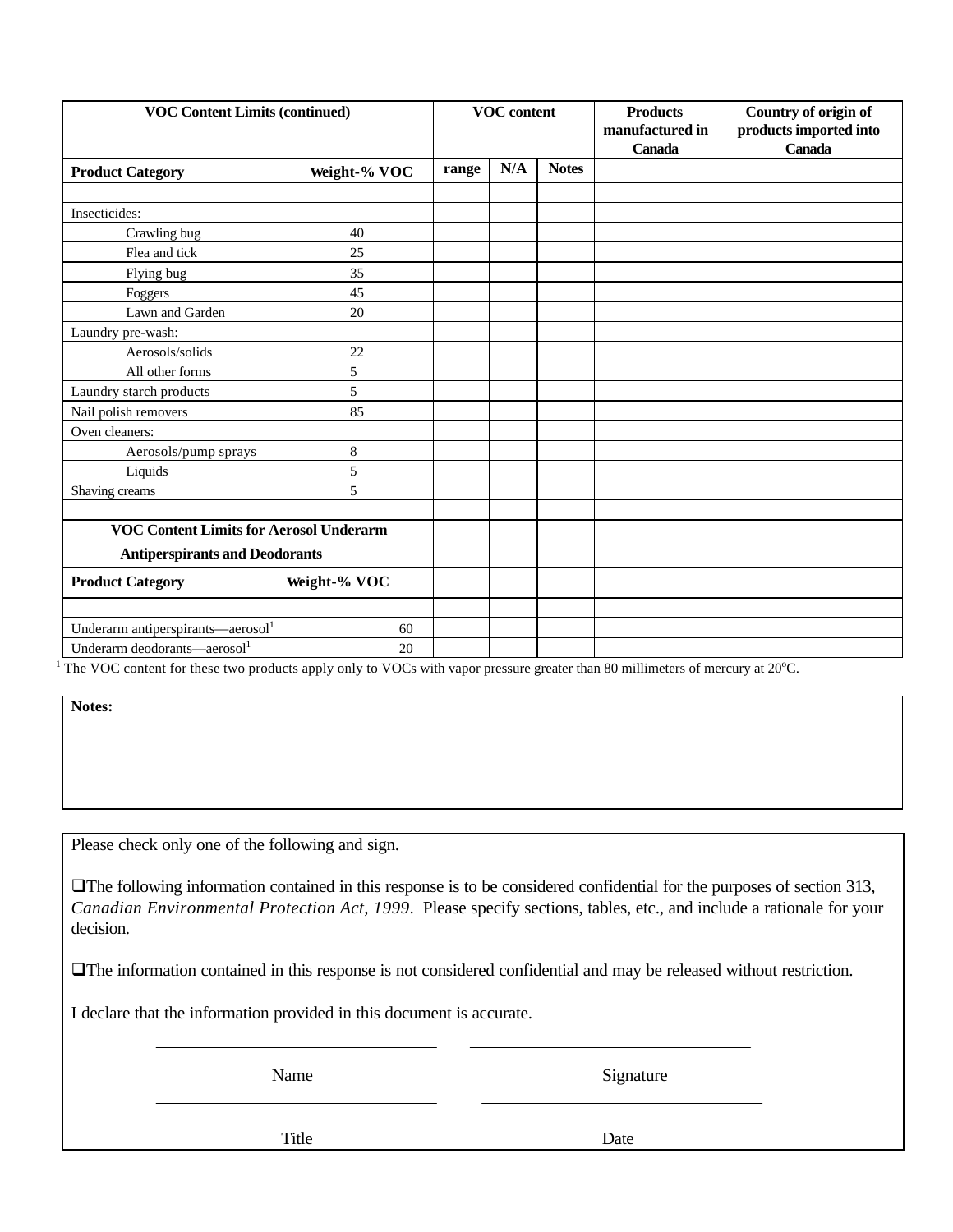| VOC Content Limits (continued) | | VOC content | | | Products manufactured in Canada | Country of origin of products imported into Canada |
|---|---|---|---|---|---|---|
| **Product Category** | **Weight-% VOC** | **range** | **N/A** | **Notes** | | |
| | | | | | | |
| Insecticides: | | | | | | |
| Crawling bug | 40 | | | | | |
| Flea and tick | 25 | | | | | |
| Flying bug | 35 | | | | | |
| Foggers | 45 | | | | | |
| Lawn and Garden | 20 | | | | | |
| Laundry pre-wash: | | | | | | |
| Aerosols/solids | 22 | | | | | |
| All other forms | 5 | | | | | |
| Laundry starch products | 5 | | | | | |
| Nail polish removers | 85 | | | | | |
| Oven cleaners: | | | | | | |
| Aerosols/pump sprays | 8 | | | | | |
| Liquids | 5 | | | | | |
| Shaving creams | 5 | | | | | |
| | | | | | | |
| **VOC Content Limits for Aerosol Underarm Antiperspirants and Deodorants** | | | | | | |
| **Product Category** | **Weight-% VOC** | | | | | |
| | | | | | | |
| Underarm antiperspirants—aerosol[1] | 60 | | | | | |
| Underarm deodorants—aerosol[1] | 20 | | | | | |

[1] The VOC content for these two products apply only to VOCs with vapor pressure greater than 80 millimeters of mercury at 20°C.

**Notes:**

Please check only one of the following and sign.

❑The following information contained in this response is to be considered confidential for the purposes of section 313, *Canadian Environmental Protection Act, 1999*. Please specify sections, tables, etc., and include a rationale for your decision.

❑The information contained in this response is not considered confidential and may be released without restriction.

I declare that the information provided in this document is accurate.

\_\_\_\_\_\_\_\_\_\_\_\_\_\_\_\_\_\_\_\_\_\_\_\_\_\_\_\_\_\_ \_\_\_\_\_\_\_\_\_\_\_\_\_\_\_\_\_\_\_\_\_\_\_\_\_\_\_\_\_\_

Name Signature

\_\_\_\_\_\_\_\_\_\_\_\_\_\_\_\_\_\_\_\_\_\_\_\_\_\_\_\_\_\_ \_\_\_\_\_\_\_\_\_\_\_\_\_\_\_\_\_\_\_\_\_\_\_\_\_\_\_\_\_\_

Title Date